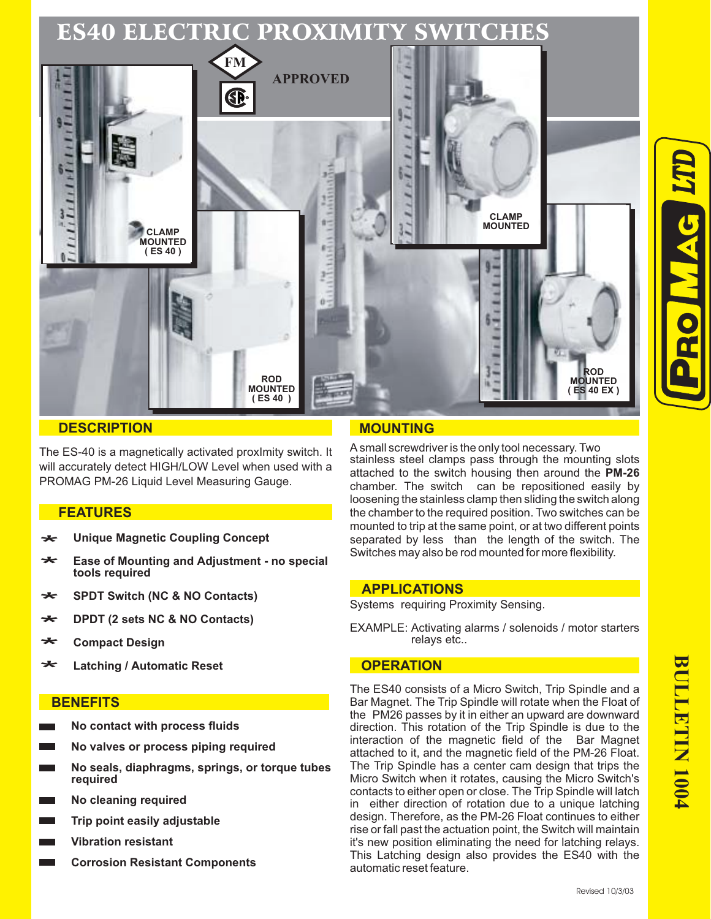# ES40 ELECTRIC PROXIMITY SWITCHES

FM
APPROVED

CLAMP MOUNTED ( ES 40 )

ROD MOUNTED ( ES 40 )

CLAMP MOUNTED

ROD MOUNTED ( ES 40 EX )

## DESCRIPTION

The ES-40 is a magnetically activated proxImity switch. It will accurately detect HIGH/LOW Level when used with a PROMAG PM-26 Liquid Level Measuring Gauge.

## FEATURES

- **Unique Magnetic Coupling Concept**
- **Ease of Mounting and Adjustment - no special tools required**
- **SPDT Switch (NC & NO Contacts)**
- **DPDT (2 sets NC & NO Contacts)**
- **Compact Design**
- **Latching / Automatic Reset**

## BENEFITS

- **No contact with process fluids**
- **No valves or process piping required**
- **No seals, diaphragms, springs, or torque tubes required**
- **No cleaning required**
- **Trip point easily adjustable**
- **Vibration resistant**
- **Corrosion Resistant Components**

## MOUNTING

A small screwdriver is the only tool necessary. Two stainless steel clamps pass through the mounting slots attached to the switch housing then around the **PM-26** chamber. The switch can be repositioned easily by loosening the stainless clamp then sliding the switch along the chamber to the required position. Two switches can be mounted to trip at the same point, or at two different points separated by less than the length of the switch. The Switches may also be rod mounted for more flexibility.

## APPLICATIONS

Systems requiring Proximity Sensing.

EXAMPLE: Activating alarms / solenoids / motor starters relays etc..

## OPERATION

The ES40 consists of a Micro Switch, Trip Spindle and a Bar Magnet. The Trip Spindle will rotate when the Float of the PM26 passes by it in either an upward are downward direction. This rotation of the Trip Spindle is due to the interaction of the magnetic field of the Bar Magnet attached to it, and the magnetic field of the PM-26 Float. The Trip Spindle has a center cam design that trips the Micro Switch when it rotates, causing the Micro Switch's contacts to either open or close. The Trip Spindle will latch in either direction of rotation due to a unique latching design. Therefore, as the PM-26 Float continues to either rise or fall past the actuation point, the Switch will maintain it's new position eliminating the need for latching relays. This Latching design also provides the ES40 with the automatic reset feature.

PROMAG LTD

BULLETIN 1004

Revised 10/3/03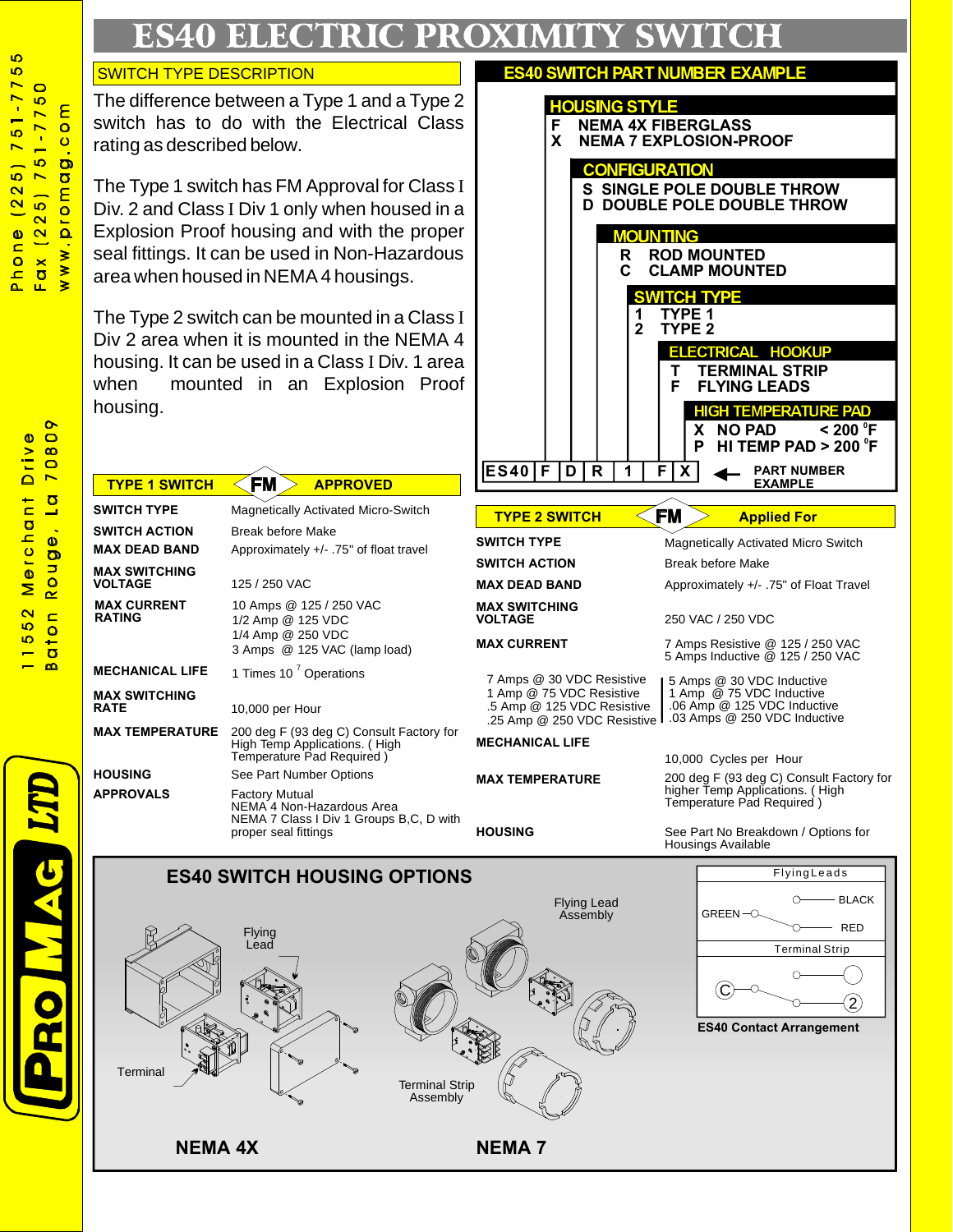# ES40 ELECTRIC PROXIMITY SWITCH

## SWITCH TYPE DESCRIPTION

The difference between a Type 1 and a Type 2 switch has to do with the Electrical Class rating as described below.

The Type 1 switch has FM Approval for Class I Div. 2 and Class I Div 1 only when housed in a Explosion Proof housing and with the proper seal fittings. It can be used in Non-Hazardous area when housed in NEMA 4 housings.

The Type 2 switch can be mounted in a Class I Div 2 area when it is mounted in the NEMA 4 housing. It can be used in a Class I Div. 1 area when mounted in an Explosion Proof housing.

## ES40 SWITCH PART NUMBER EXAMPLE

**HOUSING STYLE**
- F NEMA 4X FIBERGLASS
- X NEMA 7 EXPLOSION-PROOF

**CONFIGURATION**
- S SINGLE POLE DOUBLE THROW
- D DOUBLE POLE DOUBLE THROW

**MOUNTING**
- R ROD MOUNTED
- C CLAMP MOUNTED

**SWITCH TYPE**
- 1 TYPE 1
- 2 TYPE 2

**ELECTRICAL HOOKUP**
- T TERMINAL STRIP
- F FLYING LEADS

**HIGH TEMPERATURE PAD**
- X NO PAD < 200 °F
- P HI TEMP PAD > 200 °F

| ES40 | F | D | R | 1 | F | X |
|---|---|---|---|---|---|---|

PART NUMBER EXAMPLE

## TYPE 1 SWITCH — FM APPROVED

| | |
|---|---|
| SWITCH TYPE | Magnetically Activated Micro-Switch |
| SWITCH ACTION | Break before Make |
| MAX DEAD BAND | Approximately +/- .75" of float travel |
| MAX SWITCHING VOLTAGE | 125 / 250 VAC |
| MAX CURRENT RATING | 10 Amps @ 125 / 250 VAC<br>1/2 Amp @ 125 VDC<br>1/4 Amp @ 250 VDC<br>3 Amps @ 125 VAC (lamp load) |
| MECHANICAL LIFE | 1 Times $10^7$ Operations |
| MAX SWITCHING RATE | 10,000 per Hour |
| MAX TEMPERATURE | 200 deg F (93 deg C) Consult Factory for High Temp Applications. ( High Temperature Pad Required ) |
| HOUSING | See Part Number Options |
| APPROVALS | Factory Mutual<br>NEMA 4 Non-Hazardous Area<br>NEMA 7 Class I Div 1 Groups B,C, D with proper seal fittings |

## TYPE 2 SWITCH — FM Applied For

| | |
|---|---|
| SWITCH TYPE | Magnetically Activated Micro Switch |
| SWITCH ACTION | Break before Make |
| MAX DEAD BAND | Approximately +/- .75" of Float Travel |
| MAX SWITCHING VOLTAGE | 250 VAC / 250 VDC |
| MAX CURRENT | 7 Amps Resistive @ 125 / 250 VAC<br>5 Amps Inductive @ 125 / 250 VAC |

| | |
|---|---|
| 7 Amps @ 30 VDC Resistive | 5 Amps @ 30 VDC Inductive |
| 1 Amp @ 75 VDC Resistive | 1 Amp @ 75 VDC Inductive |
| .5 Amp @ 125 VDC Resistive | .06 Amp @ 125 VDC Inductive |
| .25 Amp @ 250 VDC Resistive | .03 Amps @ 250 VDC Inductive |

| | |
|---|---|
| MECHANICAL LIFE | 10,000 Cycles per Hour |
| MAX TEMPERATURE | 200 deg F (93 deg C) Consult Factory for higher Temp Applications. ( High Temperature Pad Required ) |
| HOUSING | See Part No Breakdown / Options for Housings Available |

## ES40 SWITCH HOUSING OPTIONS

Flying Lead

Terminal

NEMA 4X

Flying Lead Assembly

Terminal Strip Assembly

NEMA 7

FlyingLeads

GREEN BLACK RED

Terminal Strip

C 1 2

ES40 Contact Arrangement